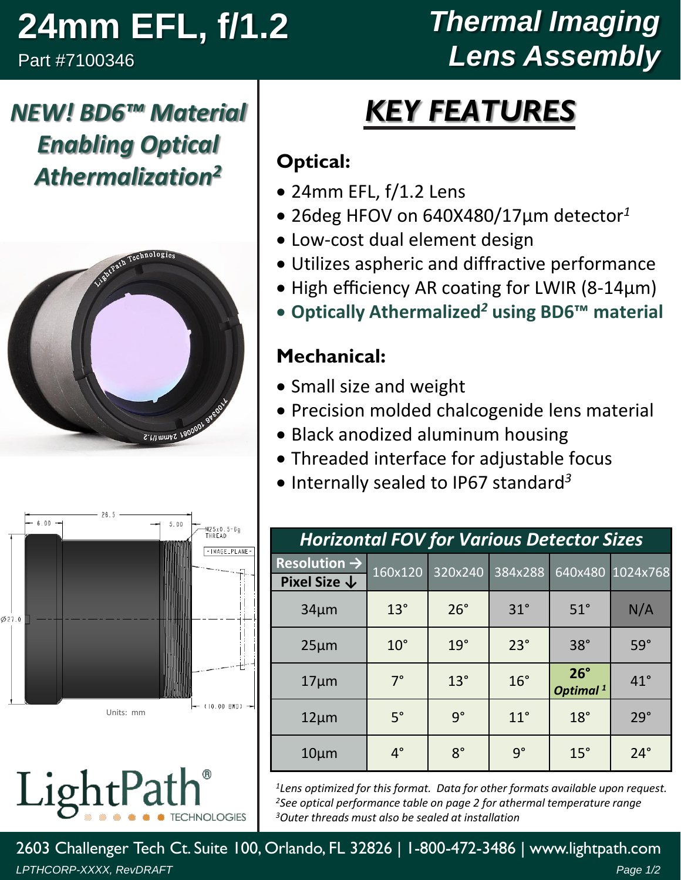# 24mm EFL, f/1.2

Part #7100346

# Thermal Imaging Lens Assembly

## *NEW! BD6™ Material Enabling Optical Athermalization[2]*

## KEY FEATURES

### Optical:

- 24mm EFL, f/1.2 Lens
- 26deg HFOV on 640X480/17µm detector[1]
- Low-cost dual element design
- Utilizes aspheric and diffractive performance
- High efficiency AR coating for LWIR (8-14µm)
- **Optically Athermalized[2] using BD6™ material**

### Mechanical:

- Small size and weight
- Precision molded chalcogenide lens material
- Black anodized aluminum housing
- Threaded interface for adjustable focus
- Internally sealed to IP67 standard[3]

Ø27.0, 26.5, 6.00, 5.00, M25x0.5-6g THREAD, IMAGE PLANE, (10.00 BWD)

Units: mm

| *Horizontal FOV for Various Detector Sizes* | | | | | |
|---|---|---|---|---|---|
| **Resolution →** **Pixel Size ↓** | 160x120 | 320x240 | 384x288 | 640x480 | 1024x768 |
| 34µm | 13° | 26° | 31° | 51° | N/A |
| 25µm | 10° | 19° | 23° | 38° | 59° |
| 17µm | 7° | 13° | 16° | **26°** ***Optimal*** [1] | 41° |
| 12µm | 5° | 9° | 11° | 18° | 29° |
| 10µm | 4° | 8° | 9° | 15° | 24° |

*[1]Lens optimized for this format. Data for other formats available upon request.*
*[2]See optical performance table on page 2 for athermal temperature range*
*[3]Outer threads must also be sealed at installation*

LightPath® TECHNOLOGIES

2603 Challenger Tech Ct. Suite 100, Orlando, FL 32826 | 1-800-472-3486 | www.lightpath.com

LPTHCORP-XXXX, RevDRAFT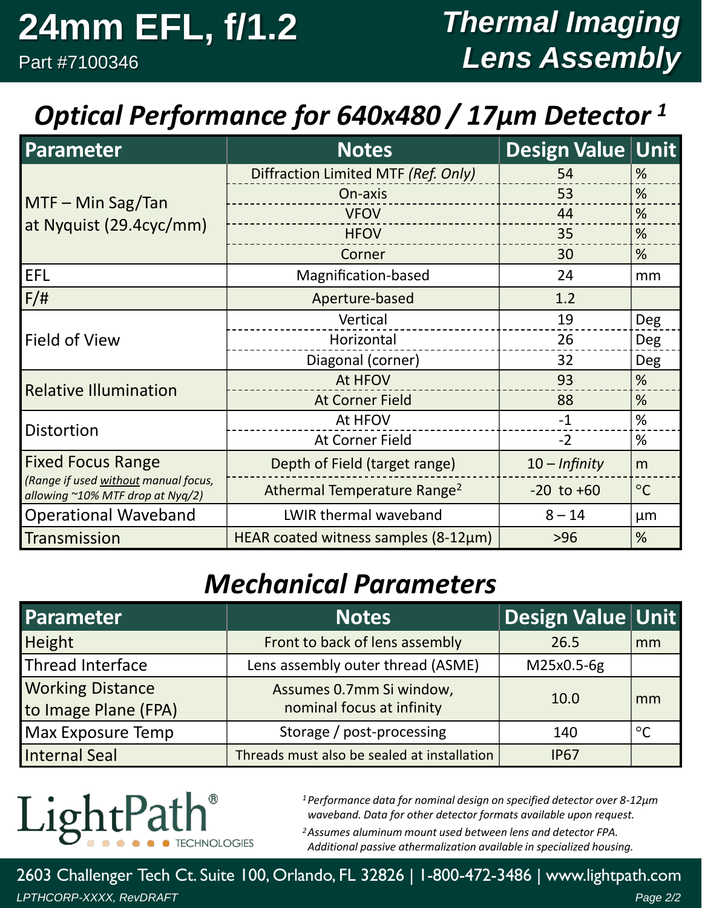# 24mm EFL, f/1.2

Part #7100346

# Thermal Imaging Lens Assembly

## *Optical Performance for 640x480 / 17µm Detector* [1]

| Parameter | Notes | Design Value | Unit |
|---|---|---|---|
| MTF – Min Sag/Tan at Nyquist (29.4cyc/mm) | Diffraction Limited MTF *(Ref. Only)* | 54 | % |
| | On-axis | 53 | % |
| | VFOV | 44 | % |
| | HFOV | 35 | % |
| | Corner | 30 | % |
| EFL | Magnification-based | 24 | mm |
| F/# | Aperture-based | 1.2 | |
| Field of View | Vertical | 19 | Deg |
| | Horizontal | 26 | Deg |
| | Diagonal (corner) | 32 | Deg |
| Relative Illumination | At HFOV | 93 | % |
| | At Corner Field | 88 | % |
| Distortion | At HFOV | -1 | % |
| | At Corner Field | -2 | % |
| Fixed Focus Range *(Range if used without manual focus, allowing ~10% MTF drop at Nyq/2)* | Depth of Field (target range) | 10 – *Infinity* | m |
| | Athermal Temperature Range[2] | -20 to +60 | °C |
| Operational Waveband | LWIR thermal waveband | 8 – 14 | µm |
| Transmission | HEAR coated witness samples (8-12µm) | >96 | % |

## *Mechanical Parameters*

| Parameter | Notes | Design Value | Unit |
|---|---|---|---|
| Height | Front to back of lens assembly | 26.5 | mm |
| Thread Interface | Lens assembly outer thread (ASME) | M25x0.5-6g | |
| Working Distance to Image Plane (FPA) | Assumes 0.7mm Si window, nominal focus at infinity | 10.0 | mm |
| Max Exposure Temp | Storage / post-processing | 140 | °C |
| Internal Seal | Threads must also be sealed at installation | IP67 | |

LightPath® TECHNOLOGIES

*[1] Performance data for nominal design on specified detector over 8-12µm waveband. Data for other detector formats available upon request.*

*[2] Assumes aluminum mount used between lens and detector FPA. Additional passive athermalization available in specialized housing.*

2603 Challenger Tech Ct. Suite 100, Orlando, FL 32826 | 1-800-472-3486 | www.lightpath.com

*LPTHCORP-XXXX, RevDRAFT*